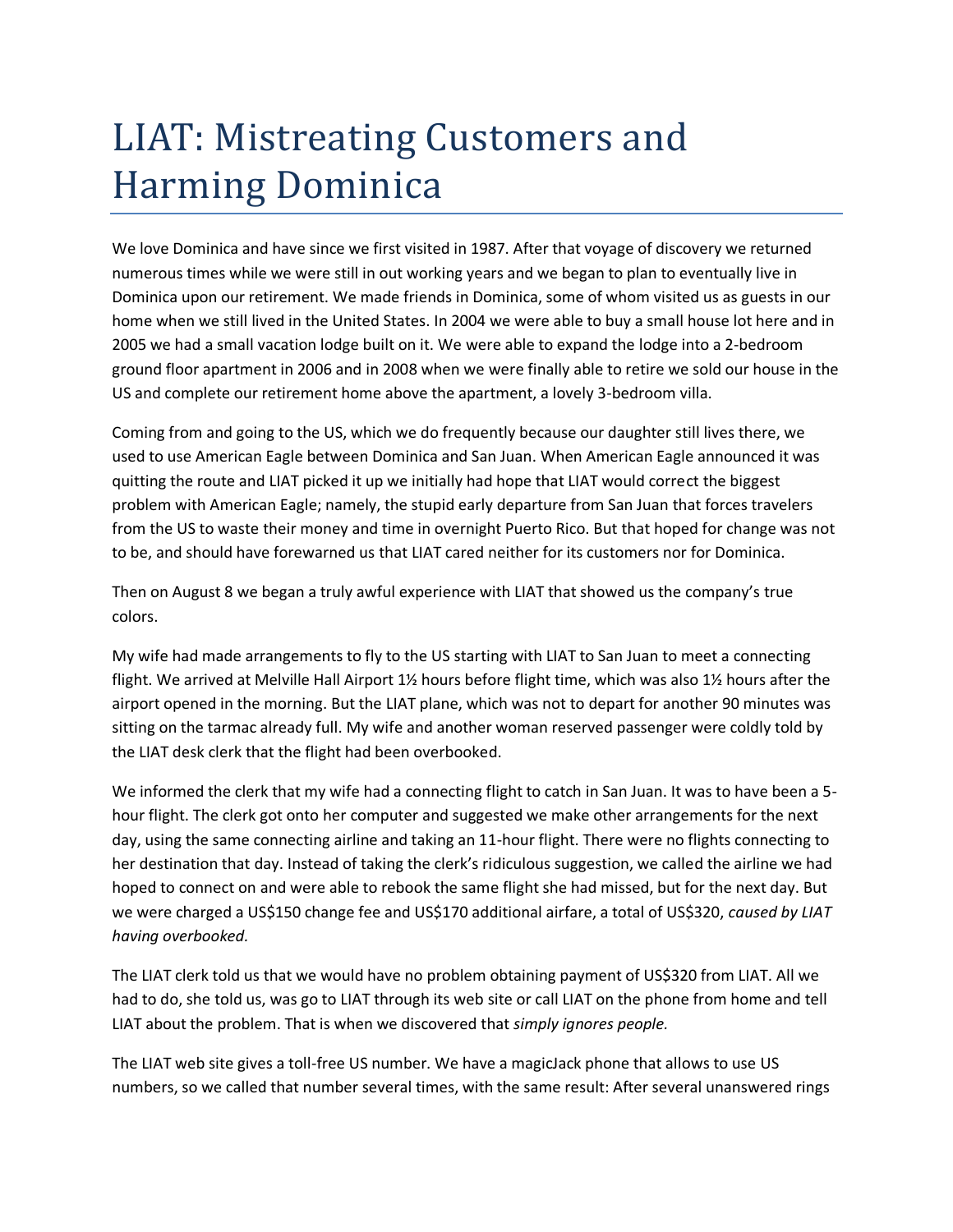# LIAT: Mistreating Customers and Harming Dominica

We love Dominica and have since we first visited in 1987. After that voyage of discovery we returned numerous times while we were still in out working years and we began to plan to eventually live in Dominica upon our retirement. We made friends in Dominica, some of whom visited us as guests in our home when we still lived in the United States. In 2004 we were able to buy a small house lot here and in 2005 we had a small vacation lodge built on it. We were able to expand the lodge into a 2-bedroom ground floor apartment in 2006 and in 2008 when we were finally able to retire we sold our house in the US and complete our retirement home above the apartment, a lovely 3-bedroom villa.

Coming from and going to the US, which we do frequently because our daughter still lives there, we used to use American Eagle between Dominica and San Juan. When American Eagle announced it was quitting the route and LIAT picked it up we initially had hope that LIAT would correct the biggest problem with American Eagle; namely, the stupid early departure from San Juan that forces travelers from the US to waste their money and time in overnight Puerto Rico. But that hoped for change was not to be, and should have forewarned us that LIAT cared neither for its customers nor for Dominica.

Then on August 8 we began a truly awful experience with LIAT that showed us the company's true colors.

My wife had made arrangements to fly to the US starting with LIAT to San Juan to meet a connecting flight. We arrived at Melville Hall Airport 1½ hours before flight time, which was also 1½ hours after the airport opened in the morning. But the LIAT plane, which was not to depart for another 90 minutes was sitting on the tarmac already full. My wife and another woman reserved passenger were coldly told by the LIAT desk clerk that the flight had been overbooked.

We informed the clerk that my wife had a connecting flight to catch in San Juan. It was to have been a 5-hour flight. The clerk got onto her computer and suggested we make other arrangements for the next day, using the same connecting airline and taking an 11-hour flight. There were no flights connecting to her destination that day. Instead of taking the clerk's ridiculous suggestion, we called the airline we had hoped to connect on and were able to rebook the same flight she had missed, but for the next day. But we were charged a US$150 change fee and US$170 additional airfare, a total of US$320, *caused by LIAT having overbooked.*

The LIAT clerk told us that we would have no problem obtaining payment of US$320 from LIAT. All we had to do, she told us, was go to LIAT through its web site or call LIAT on the phone from home and tell LIAT about the problem. That is when we discovered that *simply ignores people.*

The LIAT web site gives a toll-free US number. We have a magicJack phone that allows to use US numbers, so we called that number several times, with the same result: After several unanswered rings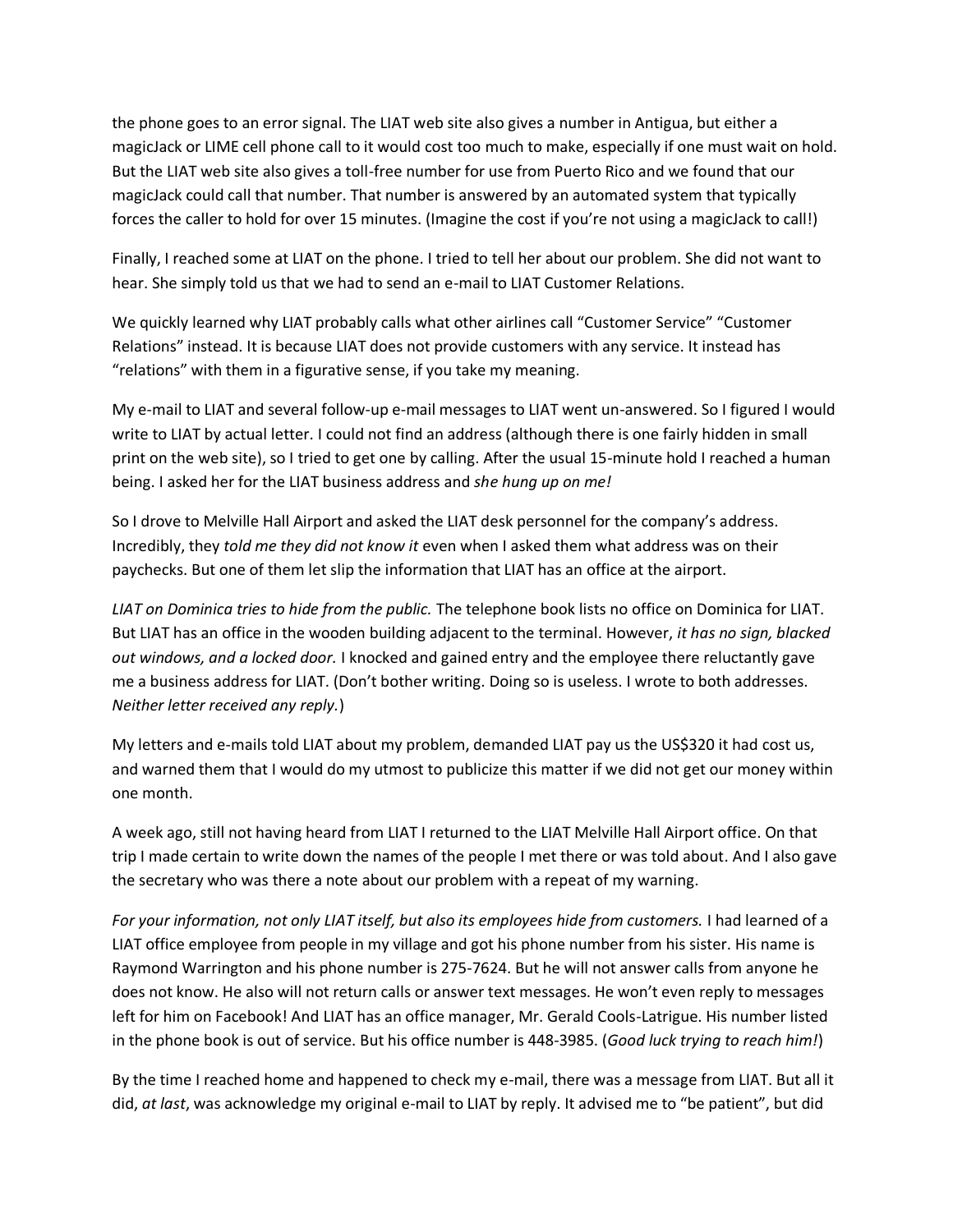the phone goes to an error signal. The LIAT web site also gives a number in Antigua, but either a magicJack or LIME cell phone call to it would cost too much to make, especially if one must wait on hold. But the LIAT web site also gives a toll-free number for use from Puerto Rico and we found that our magicJack could call that number. That number is answered by an automated system that typically forces the caller to hold for over 15 minutes. (Imagine the cost if you're not using a magicJack to call!)

Finally, I reached some at LIAT on the phone. I tried to tell her about our problem. She did not want to hear. She simply told us that we had to send an e-mail to LIAT Customer Relations.

We quickly learned why LIAT probably calls what other airlines call "Customer Service" "Customer Relations" instead. It is because LIAT does not provide customers with any service. It instead has "relations" with them in a figurative sense, if you take my meaning.

My e-mail to LIAT and several follow-up e-mail messages to LIAT went un-answered. So I figured I would write to LIAT by actual letter. I could not find an address (although there is one fairly hidden in small print on the web site), so I tried to get one by calling. After the usual 15-minute hold I reached a human being. I asked her for the LIAT business address and *she hung up on me!*

So I drove to Melville Hall Airport and asked the LIAT desk personnel for the company's address. Incredibly, they *told me they did not know it* even when I asked them what address was on their paychecks. But one of them let slip the information that LIAT has an office at the airport.

*LIAT on Dominica tries to hide from the public.* The telephone book lists no office on Dominica for LIAT. But LIAT has an office in the wooden building adjacent to the terminal. However, *it has no sign, blacked out windows, and a locked door.* I knocked and gained entry and the employee there reluctantly gave me a business address for LIAT. (Don't bother writing. Doing so is useless. I wrote to both addresses. *Neither letter received any reply.*)

My letters and e-mails told LIAT about my problem, demanded LIAT pay us the US$320 it had cost us, and warned them that I would do my utmost to publicize this matter if we did not get our money within one month.

A week ago, still not having heard from LIAT I returned to the LIAT Melville Hall Airport office. On that trip I made certain to write down the names of the people I met there or was told about. And I also gave the secretary who was there a note about our problem with a repeat of my warning.

*For your information, not only LIAT itself, but also its employees hide from customers.* I had learned of a LIAT office employee from people in my village and got his phone number from his sister. His name is Raymond Warrington and his phone number is 275-7624. But he will not answer calls from anyone he does not know. He also will not return calls or answer text messages. He won't even reply to messages left for him on Facebook! And LIAT has an office manager, Mr. Gerald Cools-Latrigue. His number listed in the phone book is out of service. But his office number is 448-3985. (*Good luck trying to reach him!*)

By the time I reached home and happened to check my e-mail, there was a message from LIAT. But all it did, *at last*, was acknowledge my original e-mail to LIAT by reply. It advised me to "be patient", but did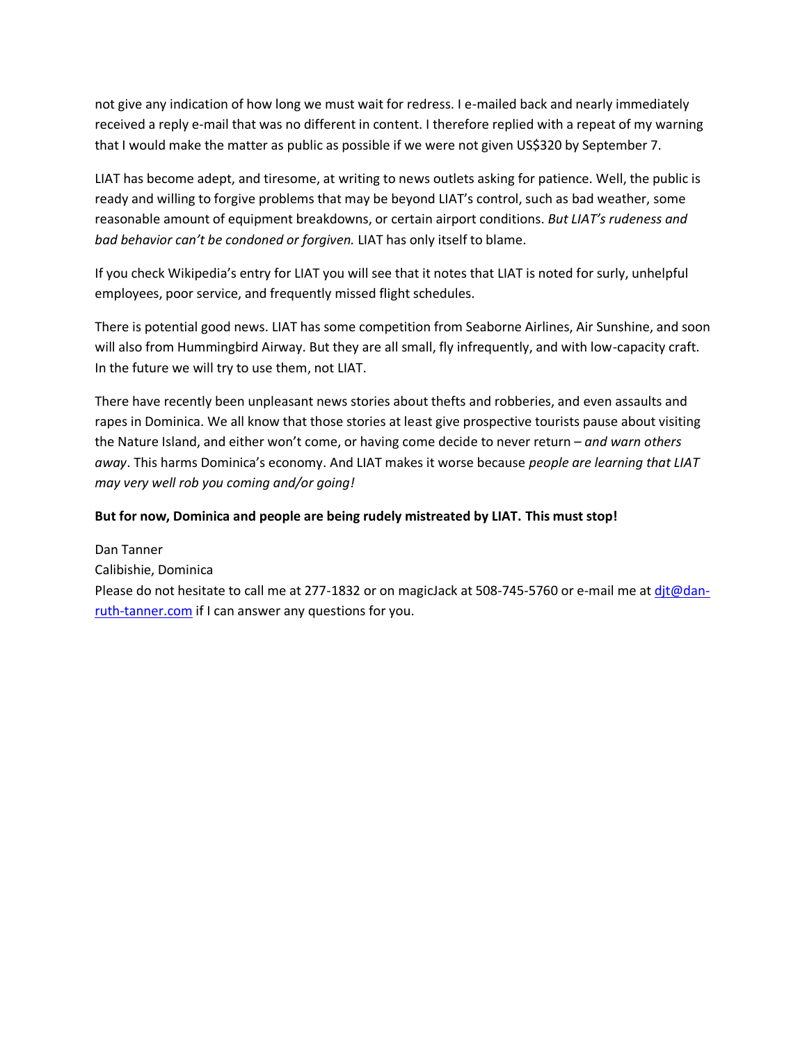not give any indication of how long we must wait for redress. I e-mailed back and nearly immediately received a reply e-mail that was no different in content. I therefore replied with a repeat of my warning that I would make the matter as public as possible if we were not given US$320 by September 7.

LIAT has become adept, and tiresome, at writing to news outlets asking for patience. Well, the public is ready and willing to forgive problems that may be beyond LIAT's control, such as bad weather, some reasonable amount of equipment breakdowns, or certain airport conditions. *But LIAT's rudeness and bad behavior can't be condoned or forgiven.* LIAT has only itself to blame.

If you check Wikipedia's entry for LIAT you will see that it notes that LIAT is noted for surly, unhelpful employees, poor service, and frequently missed flight schedules.

There is potential good news. LIAT has some competition from Seaborne Airlines, Air Sunshine, and soon will also from Hummingbird Airway. But they are all small, fly infrequently, and with low-capacity craft. In the future we will try to use them, not LIAT.

There have recently been unpleasant news stories about thefts and robberies, and even assaults and rapes in Dominica. We all know that those stories at least give prospective tourists pause about visiting the Nature Island, and either won't come, or having come decide to never return – *and warn others away*. This harms Dominica's economy. And LIAT makes it worse because *people are learning that LIAT may very well rob you coming and/or going!*

**But for now, Dominica and people are being rudely mistreated by LIAT. This must stop!**

Dan Tanner  
Calibishie, Dominica  
Please do not hesitate to call me at 277-1832 or on magicJack at 508-745-5760 or e-mail me at [djt@dan-ruth-tanner.com](mailto:djt@dan-ruth-tanner.com) if I can answer any questions for you.